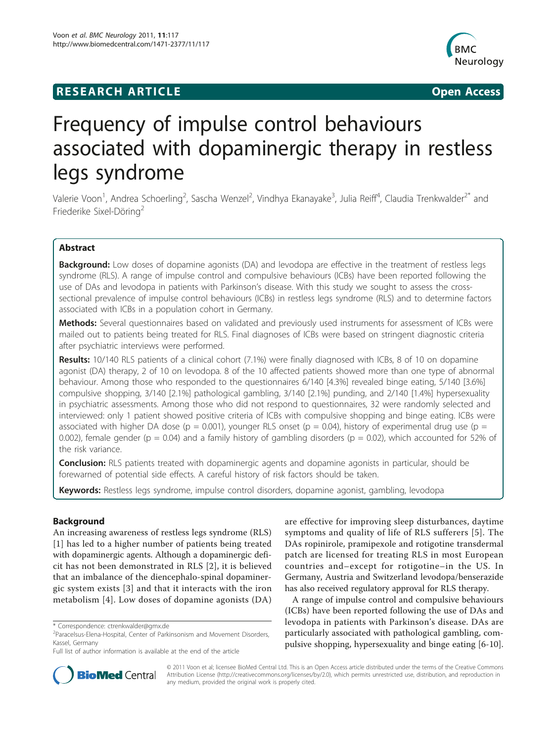# RESEARCH ARTICLE

Open Access

# Frequency of impulse control behaviours associated with dopaminergic therapy in restless legs syndrome

Valerie Voon[1], Andrea Schoerling[2], Sascha Wenzel[2], Vindhya Ekanayake[3], Julia Reiff[4], Claudia Trenkwalder[2*] and Friederike Sixel-Döring[2]

## Abstract

**Background:** Low doses of dopamine agonists (DA) and levodopa are effective in the treatment of restless legs syndrome (RLS). A range of impulse control and compulsive behaviours (ICBs) have been reported following the use of DAs and levodopa in patients with Parkinson's disease. With this study we sought to assess the cross-sectional prevalence of impulse control behaviours (ICBs) in restless legs syndrome (RLS) and to determine factors associated with ICBs in a population cohort in Germany.

**Methods:** Several questionnaires based on validated and previously used instruments for assessment of ICBs were mailed out to patients being treated for RLS. Final diagnoses of ICBs were based on stringent diagnostic criteria after psychiatric interviews were performed.

**Results:** 10/140 RLS patients of a clinical cohort (7.1%) were finally diagnosed with ICBs, 8 of 10 on dopamine agonist (DA) therapy, 2 of 10 on levodopa. 8 of the 10 affected patients showed more than one type of abnormal behaviour. Among those who responded to the questionnaires 6/140 [4.3%] revealed binge eating, 5/140 [3.6%] compulsive shopping, 3/140 [2.1%] pathological gambling, 3/140 [2.1%] punding, and 2/140 [1.4%] hypersexuality in psychiatric assessments. Among those who did not respond to questionnaires, 32 were randomly selected and interviewed: only 1 patient showed positive criteria of ICBs with compulsive shopping and binge eating. ICBs were associated with higher DA dose ($p = 0.001$), younger RLS onset ($p = 0.04$), history of experimental drug use ($p = 0.002$), female gender ($p = 0.04$) and a family history of gambling disorders ($p = 0.02$), which accounted for 52% of the risk variance.

**Conclusion:** RLS patients treated with dopaminergic agents and dopamine agonists in particular, should be forewarned of potential side effects. A careful history of risk factors should be taken.

**Keywords:** Restless legs syndrome, impulse control disorders, dopamine agonist, gambling, levodopa

## Background

An increasing awareness of restless legs syndrome (RLS) [1] has led to a higher number of patients being treated with dopaminergic agents. Although a dopaminergic deficit has not been demonstrated in RLS [2], it is believed that an imbalance of the diencephalo-spinal dopaminergic system exists [3] and that it interacts with the iron metabolism [4]. Low doses of dopamine agonists (DA) are effective for improving sleep disturbances, daytime symptoms and quality of life of RLS sufferers [5]. The DAs ropinirole, pramipexole and rotigotine transdermal patch are licensed for treating RLS in most European countries and–except for rotigotine–in the US. In Germany, Austria and Switzerland levodopa/benserazide has also received regulatory approval for RLS therapy.

A range of impulse control and compulsive behaviours (ICBs) have been reported following the use of DAs and levodopa in patients with Parkinson's disease. DAs are particularly associated with pathological gambling, compulsive shopping, hypersexuality and binge eating [6-10].

\* Correspondence: ctrenkwalder@gmx.de
[2]Paracelsus-Elena-Hospital, Center of Parkinsonism and Movement Disorders, Kassel, Germany
Full list of author information is available at the end of the article

© 2011 Voon et al; licensee BioMed Central Ltd. This is an Open Access article distributed under the terms of the Creative Commons Attribution License (http://creativecommons.org/licenses/by/2.0), which permits unrestricted use, distribution, and reproduction in any medium, provided the original work is properly cited.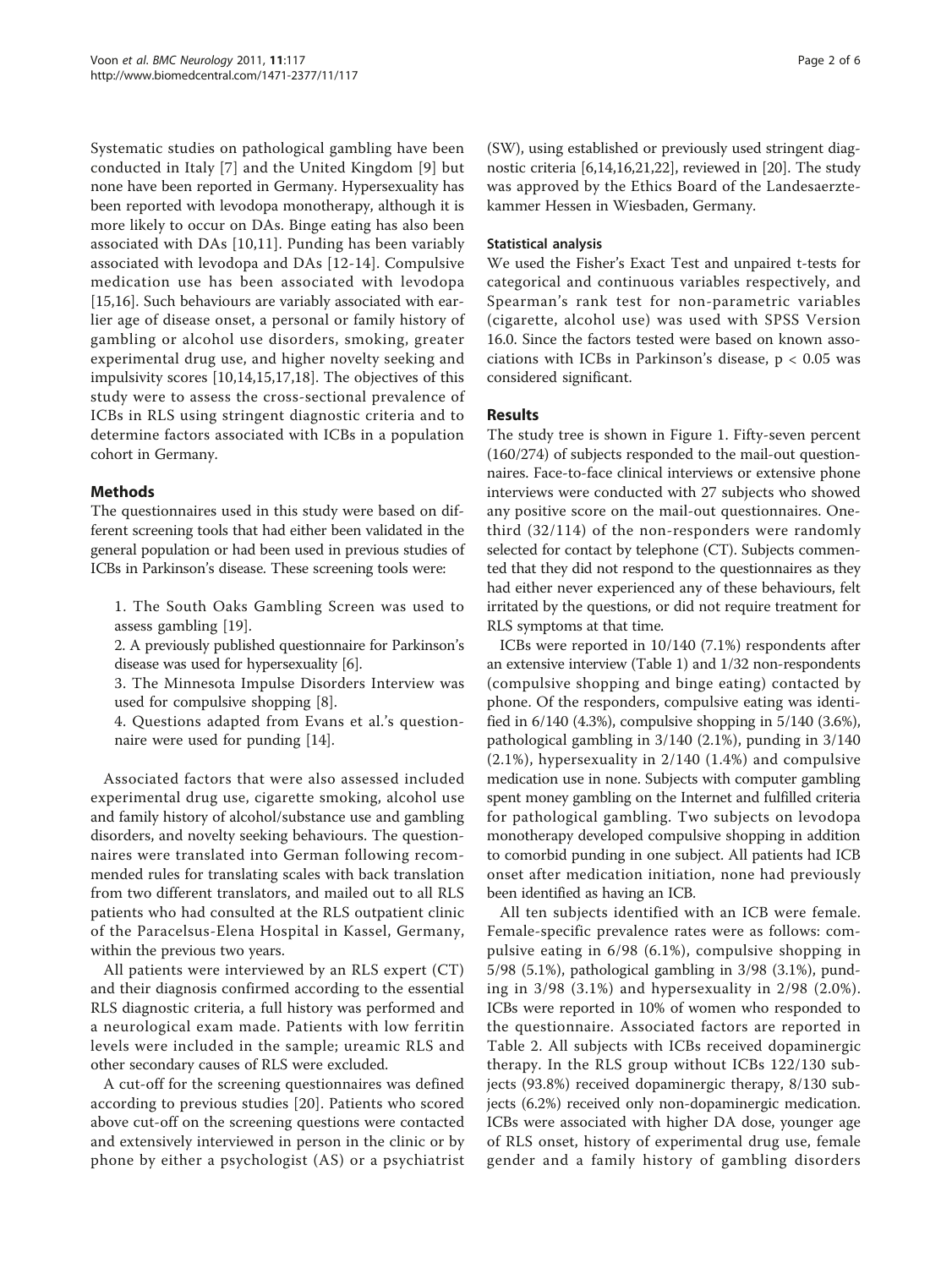Systematic studies on pathological gambling have been conducted in Italy [7] and the United Kingdom [9] but none have been reported in Germany. Hypersexuality has been reported with levodopa monotherapy, although it is more likely to occur on DAs. Binge eating has also been associated with DAs [10,11]. Punding has been variably associated with levodopa and DAs [12-14]. Compulsive medication use has been associated with levodopa [15,16]. Such behaviours are variably associated with earlier age of disease onset, a personal or family history of gambling or alcohol use disorders, smoking, greater experimental drug use, and higher novelty seeking and impulsivity scores [10,14,15,17,18]. The objectives of this study were to assess the cross-sectional prevalence of ICBs in RLS using stringent diagnostic criteria and to determine factors associated with ICBs in a population cohort in Germany.

## Methods

The questionnaires used in this study were based on different screening tools that had either been validated in the general population or had been used in previous studies of ICBs in Parkinson's disease. These screening tools were:

1. The South Oaks Gambling Screen was used to assess gambling [19].
2. A previously published questionnaire for Parkinson's disease was used for hypersexuality [6].
3. The Minnesota Impulse Disorders Interview was used for compulsive shopping [8].
4. Questions adapted from Evans et al.'s questionnaire were used for punding [14].

Associated factors that were also assessed included experimental drug use, cigarette smoking, alcohol use and family history of alcohol/substance use and gambling disorders, and novelty seeking behaviours. The questionnaires were translated into German following recommended rules for translating scales with back translation from two different translators, and mailed out to all RLS patients who had consulted at the RLS outpatient clinic of the Paracelsus-Elena Hospital in Kassel, Germany, within the previous two years.

All patients were interviewed by an RLS expert (CT) and their diagnosis confirmed according to the essential RLS diagnostic criteria, a full history was performed and a neurological exam made. Patients with low ferritin levels were included in the sample; ureamic RLS and other secondary causes of RLS were excluded.

A cut-off for the screening questionnaires was defined according to previous studies [20]. Patients who scored above cut-off on the screening questions were contacted and extensively interviewed in person in the clinic or by phone by either a psychologist (AS) or a psychiatrist (SW), using established or previously used stringent diagnostic criteria [6,14,16,21,22], reviewed in [20]. The study was approved by the Ethics Board of the Landesaerztekammer Hessen in Wiesbaden, Germany.

### Statistical analysis

We used the Fisher's Exact Test and unpaired t-tests for categorical and continuous variables respectively, and Spearman's rank test for non-parametric variables (cigarette, alcohol use) was used with SPSS Version 16.0. Since the factors tested were based on known associations with ICBs in Parkinson's disease, $p < 0.05$ was considered significant.

## Results

The study tree is shown in Figure 1. Fifty-seven percent (160/274) of subjects responded to the mail-out questionnaires. Face-to-face clinical interviews or extensive phone interviews were conducted with 27 subjects who showed any positive score on the mail-out questionnaires. One-third (32/114) of the non-responders were randomly selected for contact by telephone (CT). Subjects commented that they did not respond to the questionnaires as they had either never experienced any of these behaviours, felt irritated by the questions, or did not require treatment for RLS symptoms at that time.

ICBs were reported in 10/140 (7.1%) respondents after an extensive interview (Table 1) and 1/32 non-respondents (compulsive shopping and binge eating) contacted by phone. Of the responders, compulsive eating was identified in 6/140 (4.3%), compulsive shopping in 5/140 (3.6%), pathological gambling in 3/140 (2.1%), punding in 3/140 (2.1%), hypersexuality in 2/140 (1.4%) and compulsive medication use in none. Subjects with computer gambling spent money gambling on the Internet and fulfilled criteria for pathological gambling. Two subjects on levodopa monotherapy developed compulsive shopping in addition to comorbid punding in one subject. All patients had ICB onset after medication initiation, none had previously been identified as having an ICB.

All ten subjects identified with an ICB were female. Female-specific prevalence rates were as follows: compulsive eating in 6/98 (6.1%), compulsive shopping in 5/98 (5.1%), pathological gambling in 3/98 (3.1%), punding in 3/98 (3.1%) and hypersexuality in 2/98 (2.0%). ICBs were reported in 10% of women who responded to the questionnaire. Associated factors are reported in Table 2. All subjects with ICBs received dopaminergic therapy. In the RLS group without ICBs 122/130 subjects (93.8%) received dopaminergic therapy, 8/130 subjects (6.2%) received only non-dopaminergic medication. ICBs were associated with higher DA dose, younger age of RLS onset, history of experimental drug use, female gender and a family history of gambling disorders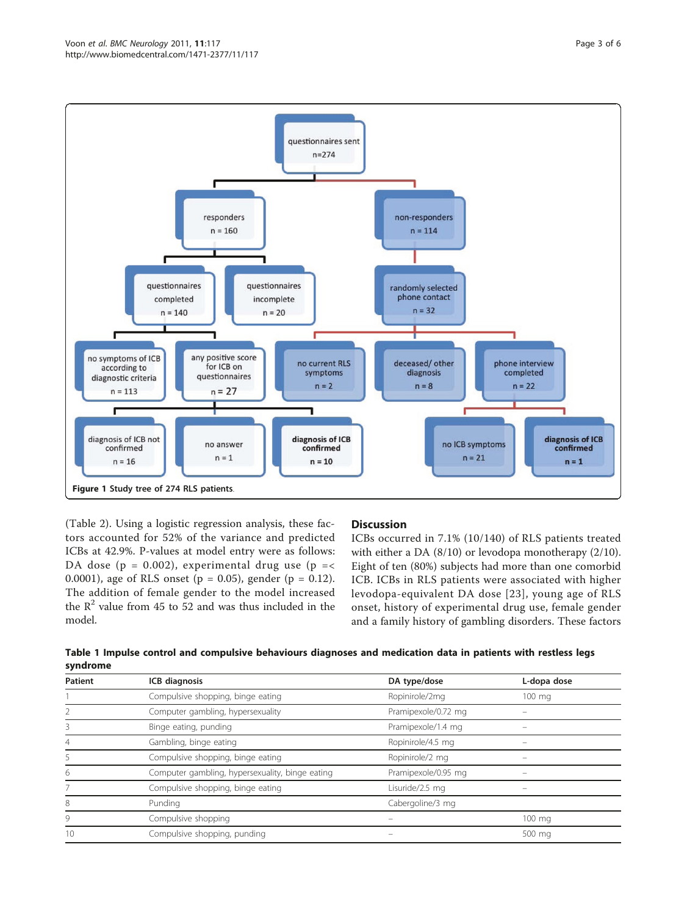**Figure 1 Study tree of 274 RLS patients.**

(Table 2). Using a logistic regression analysis, these factors accounted for 52% of the variance and predicted ICBs at 42.9%. P-values at model entry were as follows: DA dose ($p = 0.002$), experimental drug use ($p =< 0.0001$), age of RLS onset ($p = 0.05$), gender ($p = 0.12$). The addition of female gender to the model increased the $R^2$ value from 45 to 52 and was thus included in the model.

## Discussion

ICBs occurred in 7.1% (10/140) of RLS patients treated with either a DA (8/10) or levodopa monotherapy (2/10). Eight of ten (80%) subjects had more than one comorbid ICB. ICBs in RLS patients were associated with higher levodopa-equivalent DA dose [23], young age of RLS onset, history of experimental drug use, female gender and a family history of gambling disorders. These factors

**Table 1 Impulse control and compulsive behaviours diagnoses and medication data in patients with restless legs syndrome**

| Patient | ICB diagnosis | DA type/dose | L-dopa dose |
|---|---|---|---|
| 1 | Compulsive shopping, binge eating | Ropinirole/2mg | 100 mg |
| 2 | Computer gambling, hypersexuality | Pramipexole/0.72 mg | – |
| 3 | Binge eating, punding | Pramipexole/1.4 mg | – |
| 4 | Gambling, binge eating | Ropinirole/4.5 mg | – |
| 5 | Compulsive shopping, binge eating | Ropinirole/2 mg | – |
| 6 | Computer gambling, hypersexuality, binge eating | Pramipexole/0.95 mg | – |
| 7 | Compulsive shopping, binge eating | Lisuride/2.5 mg | – |
| 8 | Punding | Cabergoline/3 mg | |
| 9 | Compulsive shopping | – | 100 mg |
| 10 | Compulsive shopping, punding | – | 500 mg |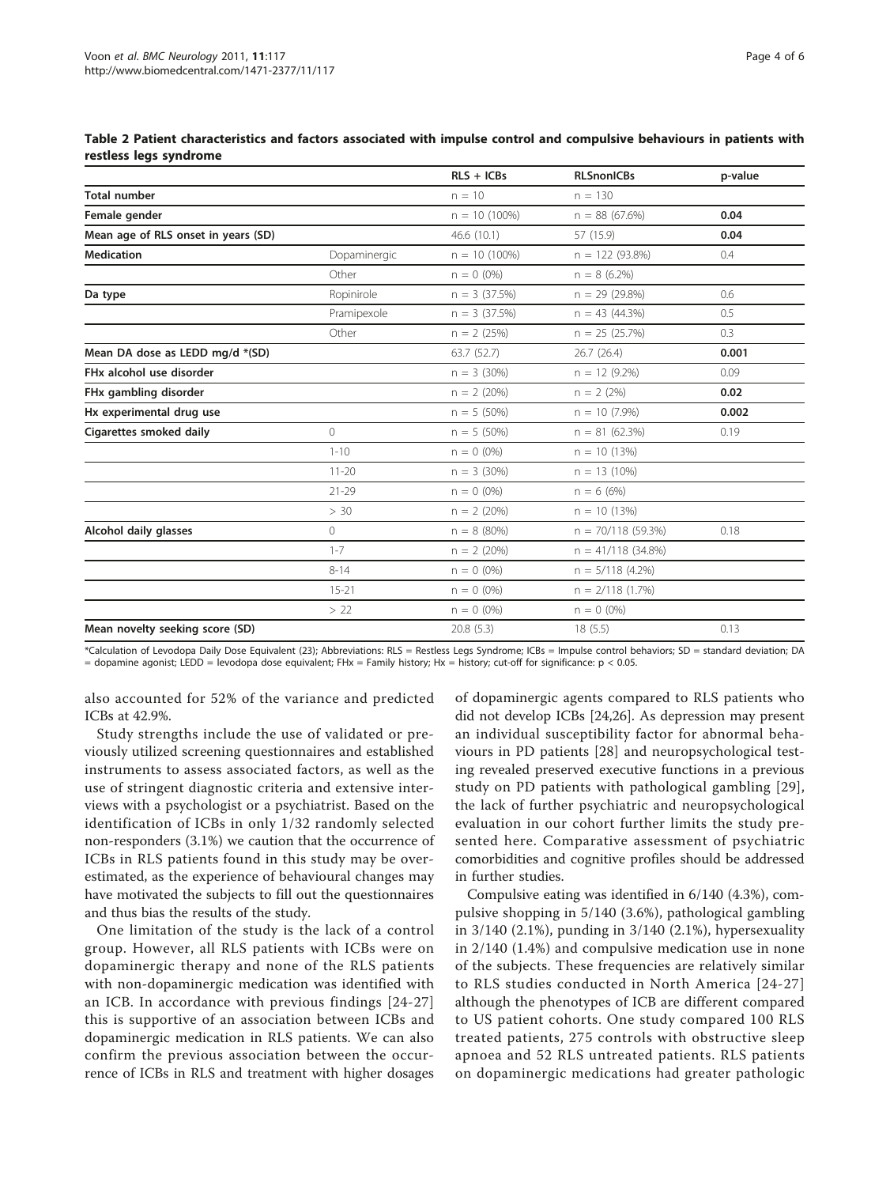**Table 2 Patient characteristics and factors associated with impulse control and compulsive behaviours in patients with restless legs syndrome**

| | | RLS + ICBs | RLSnonICBs | p-value |
|---|---|---|---|---|
| **Total number** | | n = 10 | n = 130 | |
| **Female gender** | | n = 10 (100%) | n = 88 (67.6%) | **0.04** |
| **Mean age of RLS onset in years (SD)** | | 46.6 (10.1) | 57 (15.9) | **0.04** |
| **Medication** | Dopaminergic | n = 10 (100%) | n = 122 (93.8%) | 0.4 |
| | Other | n = 0 (0%) | n = 8 (6.2%) | |
| **Da type** | Ropinirole | n = 3 (37.5%) | n = 29 (29.8%) | 0.6 |
| | Pramipexole | n = 3 (37.5%) | n = 43 (44.3%) | 0.5 |
| | Other | n = 2 (25%) | n = 25 (25.7%) | 0.3 |
| **Mean DA dose as LEDD mg/d *(SD)** | | 63.7 (52.7) | 26.7 (26.4) | **0.001** |
| **FHx alcohol use disorder** | | n = 3 (30%) | n = 12 (9.2%) | 0.09 |
| **FHx gambling disorder** | | n = 2 (20%) | n = 2 (2%) | **0.02** |
| **Hx experimental drug use** | | n = 5 (50%) | n = 10 (7.9%) | **0.002** |
| **Cigarettes smoked daily** | 0 | n = 5 (50%) | n = 81 (62.3%) | 0.19 |
| | 1-10 | n = 0 (0%) | n = 10 (13%) | |
| | 11-20 | n = 3 (30%) | n = 13 (10%) | |
| | 21-29 | n = 0 (0%) | n = 6 (6%) | |
| | > 30 | n = 2 (20%) | n = 10 (13%) | |
| **Alcohol daily glasses** | 0 | n = 8 (80%) | n = 70/118 (59.3%) | 0.18 |
| | 1-7 | n = 2 (20%) | n = 41/118 (34.8%) | |
| | 8-14 | n = 0 (0%) | n = 5/118 (4.2%) | |
| | 15-21 | n = 0 (0%) | n = 2/118 (1.7%) | |
| | > 22 | n = 0 (0%) | n = 0 (0%) | |
| **Mean novelty seeking score (SD)** | | 20.8 (5.3) | 18 (5.5) | 0.13 |

*Calculation of Levodopa Daily Dose Equivalent (23); Abbreviations: RLS = Restless Legs Syndrome; ICBs = Impulse control behaviors; SD = standard deviation; DA = dopamine agonist; LEDD = levodopa dose equivalent; FHx = Family history; Hx = history; cut-off for significance: $p < 0.05$.

also accounted for 52% of the variance and predicted ICBs at 42.9%.

Study strengths include the use of validated or previously utilized screening questionnaires and established instruments to assess associated factors, as well as the use of stringent diagnostic criteria and extensive interviews with a psychologist or a psychiatrist. Based on the identification of ICBs in only 1/32 randomly selected non-responders (3.1%) we caution that the occurrence of ICBs in RLS patients found in this study may be overestimated, as the experience of behavioural changes may have motivated the subjects to fill out the questionnaires and thus bias the results of the study.

One limitation of the study is the lack of a control group. However, all RLS patients with ICBs were on dopaminergic therapy and none of the RLS patients with non-dopaminergic medication was identified with an ICB. In accordance with previous findings [24-27] this is supportive of an association between ICBs and dopaminergic medication in RLS patients. We can also confirm the previous association between the occurrence of ICBs in RLS and treatment with higher dosages of dopaminergic agents compared to RLS patients who did not develop ICBs [24,26]. As depression may present an individual susceptibility factor for abnormal behaviours in PD patients [28] and neuropsychological testing revealed preserved executive functions in a previous study on PD patients with pathological gambling [29], the lack of further psychiatric and neuropsychological evaluation in our cohort further limits the study presented here. Comparative assessment of psychiatric comorbidities and cognitive profiles should be addressed in further studies.

Compulsive eating was identified in 6/140 (4.3%), compulsive shopping in 5/140 (3.6%), pathological gambling in 3/140 (2.1%), punding in 3/140 (2.1%), hypersexuality in 2/140 (1.4%) and compulsive medication use in none of the subjects. These frequencies are relatively similar to RLS studies conducted in North America [24-27] although the phenotypes of ICB are different compared to US patient cohorts. One study compared 100 RLS treated patients, 275 controls with obstructive sleep apnoea and 52 RLS untreated patients. RLS patients on dopaminergic medications had greater pathologic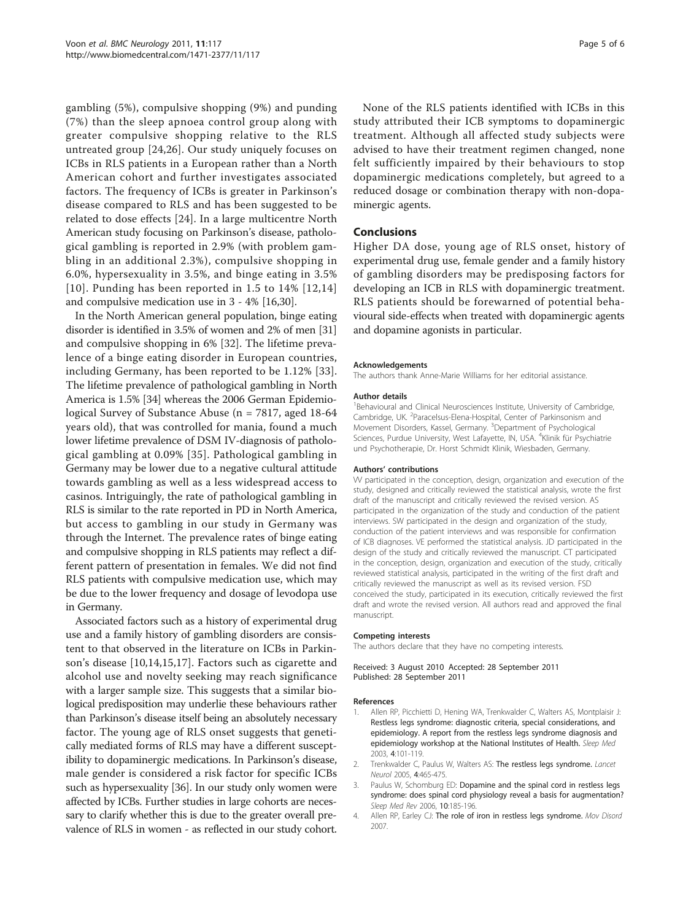gambling (5%), compulsive shopping (9%) and punding (7%) than the sleep apnoea control group along with greater compulsive shopping relative to the RLS untreated group [24,26]. Our study uniquely focuses on ICBs in RLS patients in a European rather than a North American cohort and further investigates associated factors. The frequency of ICBs is greater in Parkinson's disease compared to RLS and has been suggested to be related to dose effects [24]. In a large multicentre North American study focusing on Parkinson's disease, pathological gambling is reported in 2.9% (with problem gambling in an additional 2.3%), compulsive shopping in 6.0%, hypersexuality in 3.5%, and binge eating in 3.5% [10]. Punding has been reported in 1.5 to 14% [12,14] and compulsive medication use in 3 - 4% [16,30].

In the North American general population, binge eating disorder is identified in 3.5% of women and 2% of men [31] and compulsive shopping in 6% [32]. The lifetime prevalence of a binge eating disorder in European countries, including Germany, has been reported to be 1.12% [33]. The lifetime prevalence of pathological gambling in North America is 1.5% [34] whereas the 2006 German Epidemiological Survey of Substance Abuse (n = 7817, aged 18-64 years old), that was controlled for mania, found a much lower lifetime prevalence of DSM IV-diagnosis of pathological gambling at 0.09% [35]. Pathological gambling in Germany may be lower due to a negative cultural attitude towards gambling as well as a less widespread access to casinos. Intriguingly, the rate of pathological gambling in RLS is similar to the rate reported in PD in North America, but access to gambling in our study in Germany was through the Internet. The prevalence rates of binge eating and compulsive shopping in RLS patients may reflect a different pattern of presentation in females. We did not find RLS patients with compulsive medication use, which may be due to the lower frequency and dosage of levodopa use in Germany.

Associated factors such as a history of experimental drug use and a family history of gambling disorders are consistent to that observed in the literature on ICBs in Parkinson's disease [10,14,15,17]. Factors such as cigarette and alcohol use and novelty seeking may reach significance with a larger sample size. This suggests that a similar biological predisposition may underlie these behaviours rather than Parkinson's disease itself being an absolutely necessary factor. The young age of RLS onset suggests that genetically mediated forms of RLS may have a different susceptibility to dopaminergic medications. In Parkinson's disease, male gender is considered a risk factor for specific ICBs such as hypersexuality [36]. In our study only women were affected by ICBs. Further studies in large cohorts are necessary to clarify whether this is due to the greater overall prevalence of RLS in women - as reflected in our study cohort.

None of the RLS patients identified with ICBs in this study attributed their ICB symptoms to dopaminergic treatment. Although all affected study subjects were advised to have their treatment regimen changed, none felt sufficiently impaired by their behaviours to stop dopaminergic medications completely, but agreed to a reduced dosage or combination therapy with non-dopaminergic agents.

## Conclusions

Higher DA dose, young age of RLS onset, history of experimental drug use, female gender and a family history of gambling disorders may be predisposing factors for developing an ICB in RLS with dopaminergic treatment. RLS patients should be forewarned of potential behavioural side-effects when treated with dopaminergic agents and dopamine agonists in particular.

#### Acknowledgements

The authors thank Anne-Marie Williams for her editorial assistance.

#### Author details

[1]Behavioural and Clinical Neurosciences Institute, University of Cambridge, Cambridge, UK. [2]Paracelsus-Elena-Hospital, Center of Parkinsonism and Movement Disorders, Kassel, Germany. [3]Department of Psychological Sciences, Purdue University, West Lafayette, IN, USA. [4]Klinik für Psychiatrie und Psychotherapie, Dr. Horst Schmidt Klinik, Wiesbaden, Germany.

#### Authors' contributions

VV participated in the conception, design, organization and execution of the study, designed and critically reviewed the statistical analysis, wrote the first draft of the manuscript and critically reviewed the revised version. AS participated in the organization of the study and conduction of the patient interviews. SW participated in the design and organization of the study, conduction of the patient interviews and was responsible for confirmation of ICB diagnoses. VE performed the statistical analysis. JD participated in the design of the study and critically reviewed the manuscript. CT participated in the conception, design, organization and execution of the study, critically reviewed statistical analysis, participated in the writing of the first draft and critically reviewed the manuscript as well as its revised version. FSD conceived the study, participated in its execution, critically reviewed the first draft and wrote the revised version. All authors read and approved the final manuscript.

#### Competing interests

The authors declare that they have no competing interests.

Received: 3 August 2010 Accepted: 28 September 2011
Published: 28 September 2011

#### References

1. Allen RP, Picchietti D, Hening WA, Trenkwalder C, Walters AS, Montplaisir J: **Restless legs syndrome: diagnostic criteria, special considerations, and epidemiology. A report from the restless legs syndrome diagnosis and epidemiology workshop at the National Institutes of Health.** *Sleep Med* 2003, **4**:101-119.
2. Trenkwalder C, Paulus W, Walters AS: **The restless legs syndrome.** *Lancet Neurol* 2005, **4**:465-475.
3. Paulus W, Schomburg ED: **Dopamine and the spinal cord in restless legs syndrome: does spinal cord physiology reveal a basis for augmentation?** *Sleep Med Rev* 2006, **10**:185-196.
4. Allen RP, Earley CJ: **The role of iron in restless legs syndrome.** *Mov Disord* 2007.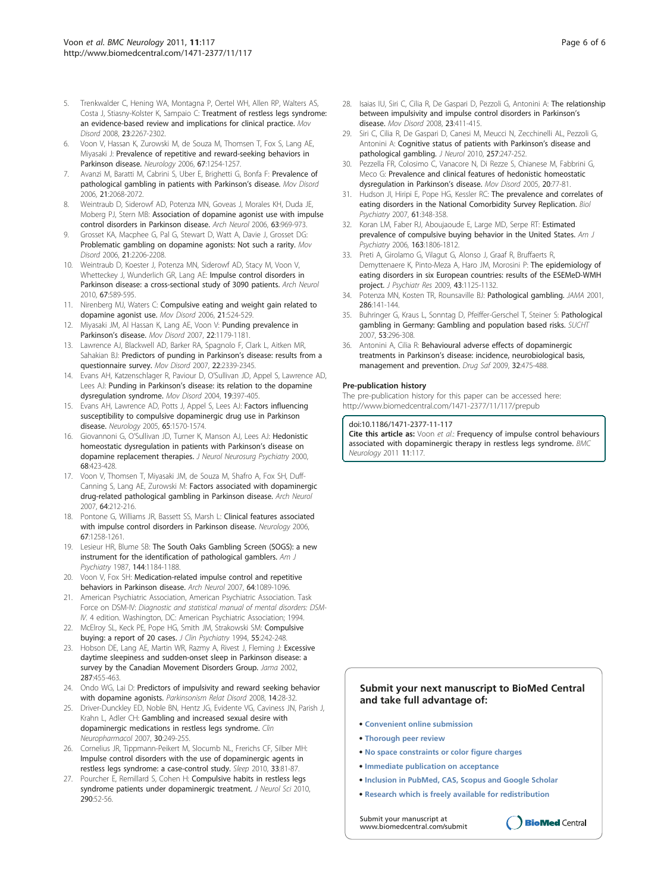5. Trenkwalder C, Hening WA, Montagna P, Oertel WH, Allen RP, Walters AS, Costa J, Stiasny-Kolster K, Sampaio C: Treatment of restless legs syndrome: an evidence-based review and implications for clinical practice. *Mov Disord* 2008, **23**:2267-2302.
6. Voon V, Hassan K, Zurowski M, de Souza M, Thomsen T, Fox S, Lang AE, Miyasaki J: Prevalence of repetitive and reward-seeking behaviors in Parkinson disease. *Neurology* 2006, **67**:1254-1257.
7. Avanzi M, Baratti M, Cabrini S, Uber E, Brighetti G, Bonfa F: Prevalence of pathological gambling in patients with Parkinson's disease. *Mov Disord* 2006, **21**:2068-2072.
8. Weintraub D, Siderowf AD, Potenza MN, Goveas J, Morales KH, Duda JE, Moberg PJ, Stern MB: Association of dopamine agonist use with impulse control disorders in Parkinson disease. *Arch Neurol* 2006, **63**:969-973.
9. Grosset KA, Macphee G, Pal G, Stewart D, Watt A, Davie J, Grosset DG: Problematic gambling on dopamine agonists: Not such a rarity. *Mov Disord* 2006, **21**:2206-2208.
10. Weintraub D, Koester J, Potenza MN, Siderowf AD, Stacy M, Voon V, Whetteckey J, Wunderlich GR, Lang AE: Impulse control disorders in Parkinson disease: a cross-sectional study of 3090 patients. *Arch Neurol* 2010, **67**:589-595.
11. Nirenberg MJ, Waters C: Compulsive eating and weight gain related to dopamine agonist use. *Mov Disord* 2006, **21**:524-529.
12. Miyasaki JM, Al Hassan K, Lang AE, Voon V: Punding prevalence in Parkinson's disease. *Mov Disord* 2007, **22**:1179-1181.
13. Lawrence AJ, Blackwell AD, Barker RA, Spagnolo F, Clark L, Aitken MR, Sahakian BJ: Predictors of punding in Parkinson's disease: results from a questionnaire survey. *Mov Disord* 2007, **22**:2339-2345.
14. Evans AH, Katzenschlager R, Paviour D, O'Sullivan JD, Appel S, Lawrence AD, Lees AJ: Punding in Parkinson's disease: its relation to the dopamine dysregulation syndrome. *Mov Disord* 2004, **19**:397-405.
15. Evans AH, Lawrence AD, Potts J, Appel S, Lees AJ: Factors influencing susceptibility to compulsive dopaminergic drug use in Parkinson disease. *Neurology* 2005, **65**:1570-1574.
16. Giovannoni G, O'Sullivan JD, Turner K, Manson AJ, Lees AJ: Hedonistic homeostatic dysregulation in patients with Parkinson's disease on dopamine replacement therapies. *J Neurol Neurosurg Psychiatry* 2000, **68**:423-428.
17. Voon V, Thomsen T, Miyasaki JM, de Souza M, Shafro A, Fox SH, Duff-Canning S, Lang AE, Zurowski M: Factors associated with dopaminergic drug-related pathological gambling in Parkinson disease. *Arch Neurol* 2007, **64**:212-216.
18. Pontone G, Williams JR, Bassett SS, Marsh L: Clinical features associated with impulse control disorders in Parkinson disease. *Neurology* 2006, **67**:1258-1261.
19. Lesieur HR, Blume SB: The South Oaks Gambling Screen (SOGS): a new instrument for the identification of pathological gamblers. *Am J Psychiatry* 1987, **144**:1184-1188.
20. Voon V, Fox SH: Medication-related impulse control and repetitive behaviors in Parkinson disease. *Arch Neurol* 2007, **64**:1089-1096.
21. American Psychiatric Association, American Psychiatric Association. Task Force on DSM-IV: *Diagnostic and statistical manual of mental disorders: DSM-IV*. 4 edition. Washington, DC: American Psychiatric Association; 1994.
22. McElroy SL, Keck PE, Pope HG, Smith JM, Strakowski SM: Compulsive buying: a report of 20 cases. *J Clin Psychiatry* 1994, **55**:242-248.
23. Hobson DE, Lang AE, Martin WR, Razmy A, Rivest J, Fleming J: Excessive daytime sleepiness and sudden-onset sleep in Parkinson disease: a survey by the Canadian Movement Disorders Group. *Jama* 2002, **287**:455-463.
24. Ondo WG, Lai D: Predictors of impulsivity and reward seeking behavior with dopamine agonists. *Parkinsonism Relat Disord* 2008, **14**:28-32.
25. Driver-Dunckley ED, Noble BN, Hentz JG, Evidente VG, Caviness JN, Parish J, Krahn L, Adler CH: Gambling and increased sexual desire with dopaminergic medications in restless legs syndrome. *Clin Neuropharmacol* 2007, **30**:249-255.
26. Cornelius JR, Tippmann-Peikert M, Slocumb NL, Frerichs CF, Silber MH: Impulse control disorders with the use of dopaminergic agents in restless legs syndrome: a case-control study. *Sleep* 2010, **33**:81-87.
27. Pourcher E, Remillard S, Cohen H: Compulsive habits in restless legs syndrome patients under dopaminergic treatment. *J Neurol Sci* 2010, **290**:52-56.
28. Isaias IU, Siri C, Cilia R, De Gaspari D, Pezzoli G, Antonini A: The relationship between impulsivity and impulse control disorders in Parkinson's disease. *Mov Disord* 2008, **23**:411-415.
29. Siri C, Cilia R, De Gaspari D, Canesi M, Meucci N, Zecchinelli AL, Pezzoli G, Antonini A: Cognitive status of patients with Parkinson's disease and pathological gambling. *J Neurol* 2010, **257**:247-252.
30. Pezzella FR, Colosimo C, Vanacore N, Di Rezze S, Chianese M, Fabbrini G, Meco G: Prevalence and clinical features of hedonistic homeostatic dysregulation in Parkinson's disease. *Mov Disord* 2005, **20**:77-81.
31. Hudson JI, Hiripi E, Pope HG, Kessler RC: The prevalence and correlates of eating disorders in the National Comorbidity Survey Replication. *Biol Psychiatry* 2007, **61**:348-358.
32. Koran LM, Faber RJ, Aboujaoude E, Large MD, Serpe RT: Estimated prevalence of compulsive buying behavior in the United States. *Am J Psychiatry* 2006, **163**:1806-1812.
33. Preti A, Girolamo G, Vilagut G, Alonso J, Graaf R, Bruffaerts R, Demyttenaere K, Pinto-Meza A, Haro JM, Morosini P: The epidemiology of eating disorders in six European countries: results of the ESEMeD-WMH project. *J Psychiatr Res* 2009, **43**:1125-1132.
34. Potenza MN, Kosten TR, Rounsaville BJ: Pathological gambling. *JAMA* 2001, **286**:141-144.
35. Buhringer G, Kraus L, Sonntag D, Pfeiffer-Gerschel T, Steiner S: Pathological gambling in Germany: Gambling and population based risks. *SUCHT* 2007, **53**:296-308.
36. Antonini A, Cilia R: Behavioural adverse effects of dopaminergic treatments in Parkinson's disease: incidence, neurobiological basis, management and prevention. *Drug Saf* 2009, **32**:475-488.

## Pre-publication history

The pre-publication history for this paper can be accessed here: http://www.biomedcentral.com/1471-2377/11/117/prepub

doi:10.1186/1471-2377-11-117

**Cite this article as:** Voon *et al.*: Frequency of impulse control behaviours associated with dopaminergic therapy in restless legs syndrome. *BMC Neurology* 2011 **11**:117.